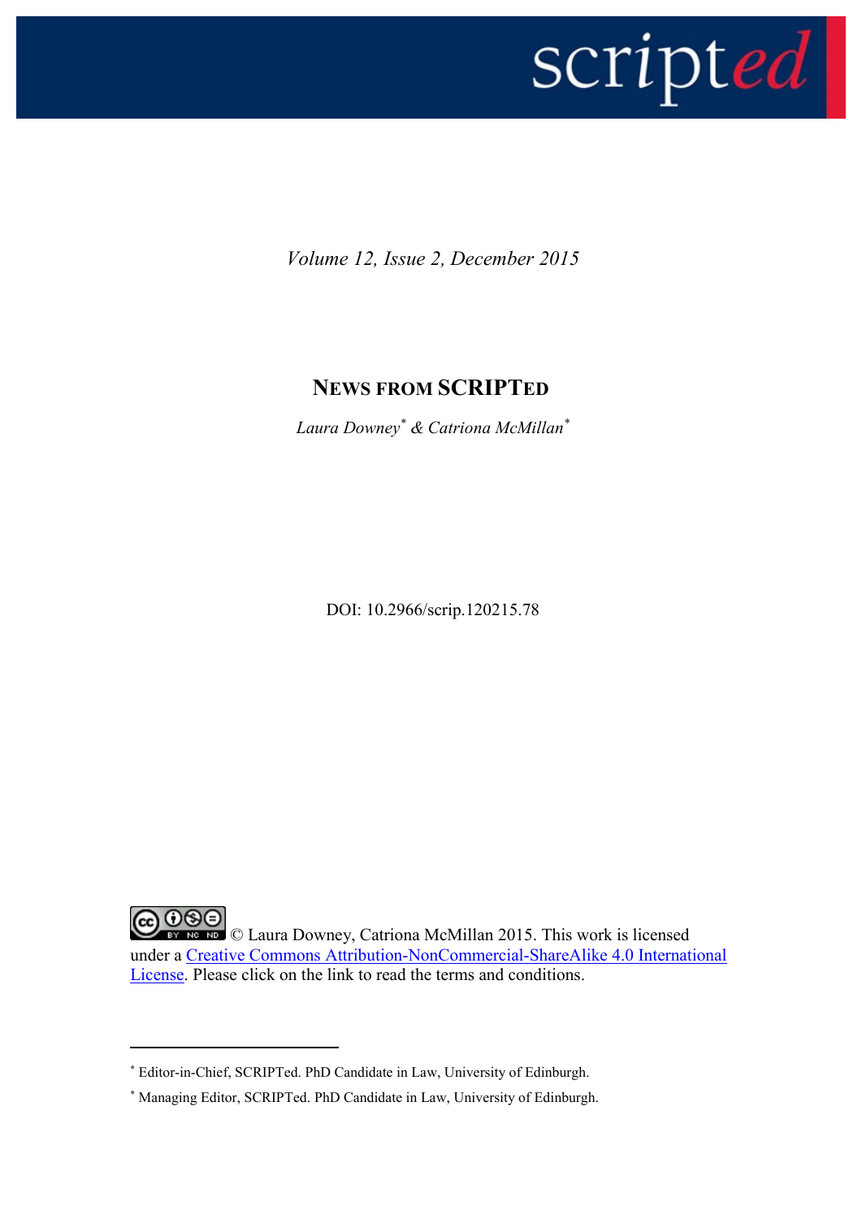*Volume 12, Issue 2, December 2015*

# NEWS FROM SCRIPTED

*Laura Downey[*] & Catriona McMillan[*]*

DOI: 10.2966/scrip.120215.78

© Laura Downey, Catriona McMillan 2015. This work is licensed under a Creative Commons Attribution-NonCommercial-ShareAlike 4.0 International License. Please click on the link to read the terms and conditions.

---

[*] Editor-in-Chief, SCRIPTed. PhD Candidate in Law, University of Edinburgh.

[*] Managing Editor, SCRIPTed. PhD Candidate in Law, University of Edinburgh.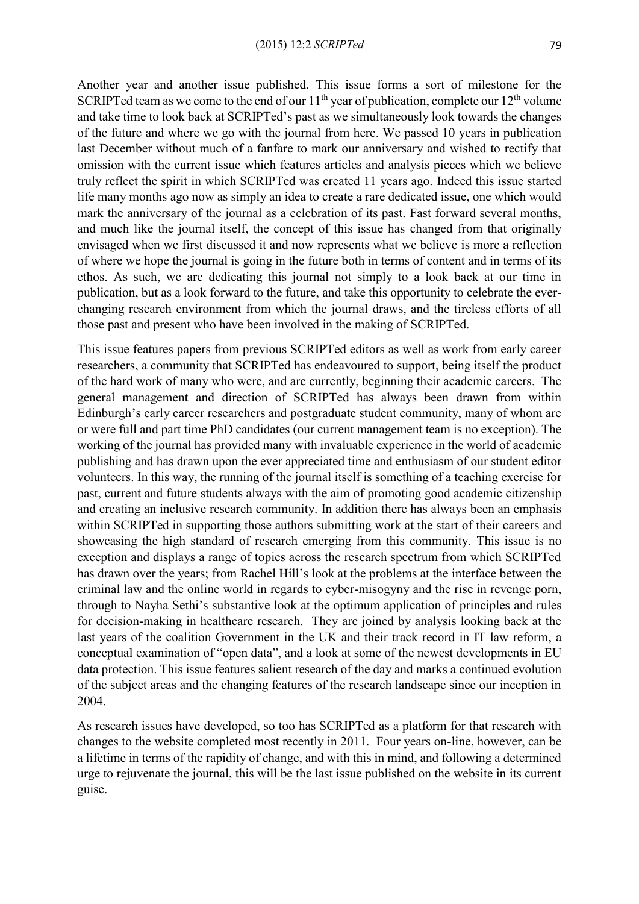Another year and another issue published. This issue forms a sort of milestone for the SCRIPTed team as we come to the end of our 11th year of publication, complete our 12th volume and take time to look back at SCRIPTed's past as we simultaneously look towards the changes of the future and where we go with the journal from here. We passed 10 years in publication last December without much of a fanfare to mark our anniversary and wished to rectify that omission with the current issue which features articles and analysis pieces which we believe truly reflect the spirit in which SCRIPTed was created 11 years ago. Indeed this issue started life many months ago now as simply an idea to create a rare dedicated issue, one which would mark the anniversary of the journal as a celebration of its past. Fast forward several months, and much like the journal itself, the concept of this issue has changed from that originally envisaged when we first discussed it and now represents what we believe is more a reflection of where we hope the journal is going in the future both in terms of content and in terms of its ethos. As such, we are dedicating this journal not simply to a look back at our time in publication, but as a look forward to the future, and take this opportunity to celebrate the ever-changing research environment from which the journal draws, and the tireless efforts of all those past and present who have been involved in the making of SCRIPTed.

This issue features papers from previous SCRIPTed editors as well as work from early career researchers, a community that SCRIPTed has endeavoured to support, being itself the product of the hard work of many who were, and are currently, beginning their academic careers. The general management and direction of SCRIPTed has always been drawn from within Edinburgh's early career researchers and postgraduate student community, many of whom are or were full and part time PhD candidates (our current management team is no exception). The working of the journal has provided many with invaluable experience in the world of academic publishing and has drawn upon the ever appreciated time and enthusiasm of our student editor volunteers. In this way, the running of the journal itself is something of a teaching exercise for past, current and future students always with the aim of promoting good academic citizenship and creating an inclusive research community. In addition there has always been an emphasis within SCRIPTed in supporting those authors submitting work at the start of their careers and showcasing the high standard of research emerging from this community. This issue is no exception and displays a range of topics across the research spectrum from which SCRIPTed has drawn over the years; from Rachel Hill's look at the problems at the interface between the criminal law and the online world in regards to cyber-misogyny and the rise in revenge porn, through to Nayha Sethi's substantive look at the optimum application of principles and rules for decision-making in healthcare research. They are joined by analysis looking back at the last years of the coalition Government in the UK and their track record in IT law reform, a conceptual examination of "open data", and a look at some of the newest developments in EU data protection. This issue features salient research of the day and marks a continued evolution of the subject areas and the changing features of the research landscape since our inception in 2004.

As research issues have developed, so too has SCRIPTed as a platform for that research with changes to the website completed most recently in 2011. Four years on-line, however, can be a lifetime in terms of the rapidity of change, and with this in mind, and following a determined urge to rejuvenate the journal, this will be the last issue published on the website in its current guise.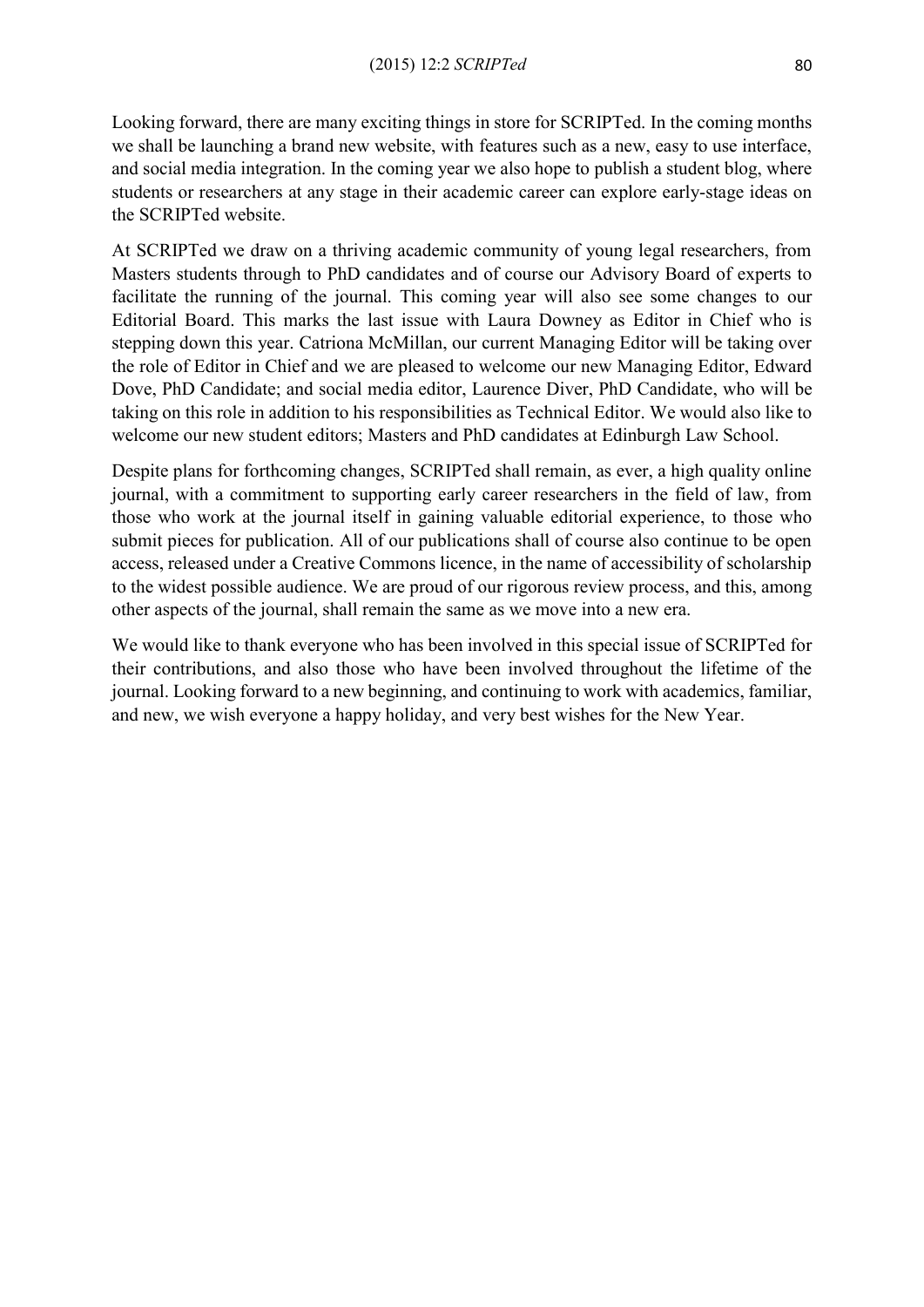Looking forward, there are many exciting things in store for SCRIPTed. In the coming months we shall be launching a brand new website, with features such as a new, easy to use interface, and social media integration. In the coming year we also hope to publish a student blog, where students or researchers at any stage in their academic career can explore early-stage ideas on the SCRIPTed website.

At SCRIPTed we draw on a thriving academic community of young legal researchers, from Masters students through to PhD candidates and of course our Advisory Board of experts to facilitate the running of the journal. This coming year will also see some changes to our Editorial Board. This marks the last issue with Laura Downey as Editor in Chief who is stepping down this year. Catriona McMillan, our current Managing Editor will be taking over the role of Editor in Chief and we are pleased to welcome our new Managing Editor, Edward Dove, PhD Candidate; and social media editor, Laurence Diver, PhD Candidate, who will be taking on this role in addition to his responsibilities as Technical Editor. We would also like to welcome our new student editors; Masters and PhD candidates at Edinburgh Law School.

Despite plans for forthcoming changes, SCRIPTed shall remain, as ever, a high quality online journal, with a commitment to supporting early career researchers in the field of law, from those who work at the journal itself in gaining valuable editorial experience, to those who submit pieces for publication. All of our publications shall of course also continue to be open access, released under a Creative Commons licence, in the name of accessibility of scholarship to the widest possible audience. We are proud of our rigorous review process, and this, among other aspects of the journal, shall remain the same as we move into a new era.

We would like to thank everyone who has been involved in this special issue of SCRIPTed for their contributions, and also those who have been involved throughout the lifetime of the journal. Looking forward to a new beginning, and continuing to work with academics, familiar, and new, we wish everyone a happy holiday, and very best wishes for the New Year.